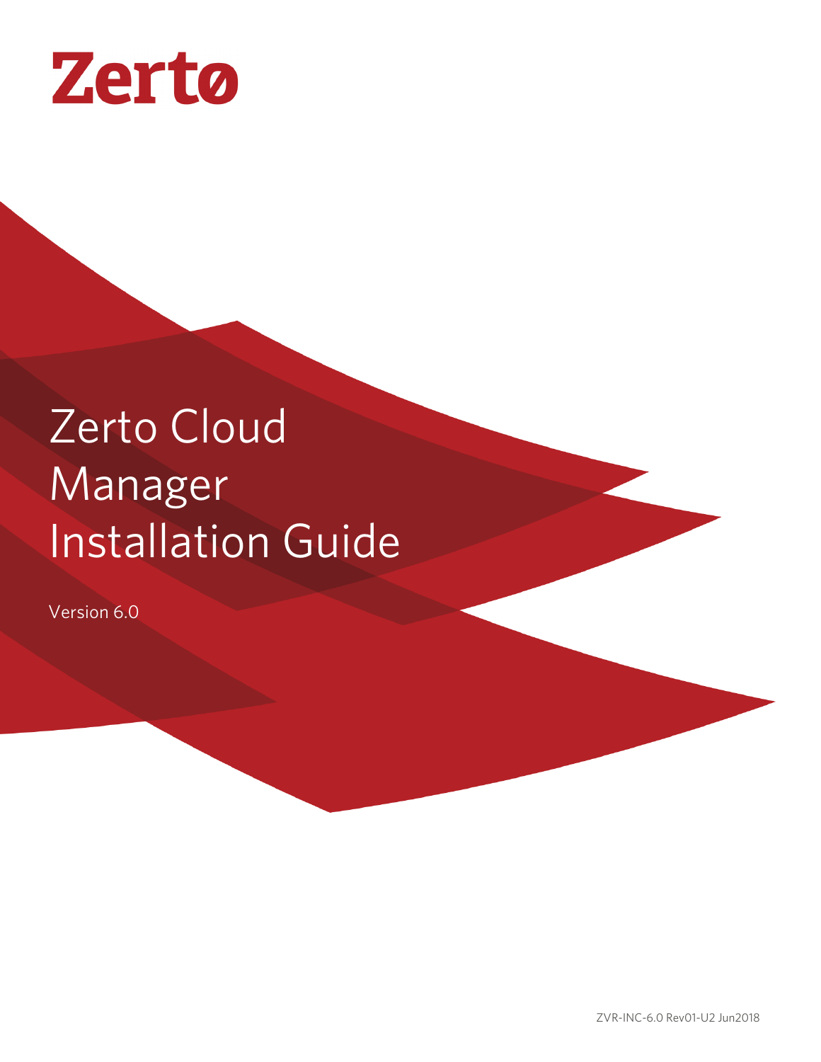Zerto

# Zerto Cloud Manager Installation Guide

Version 6.0

ZVR-INC-6.0 Rev01-U2 Jun2018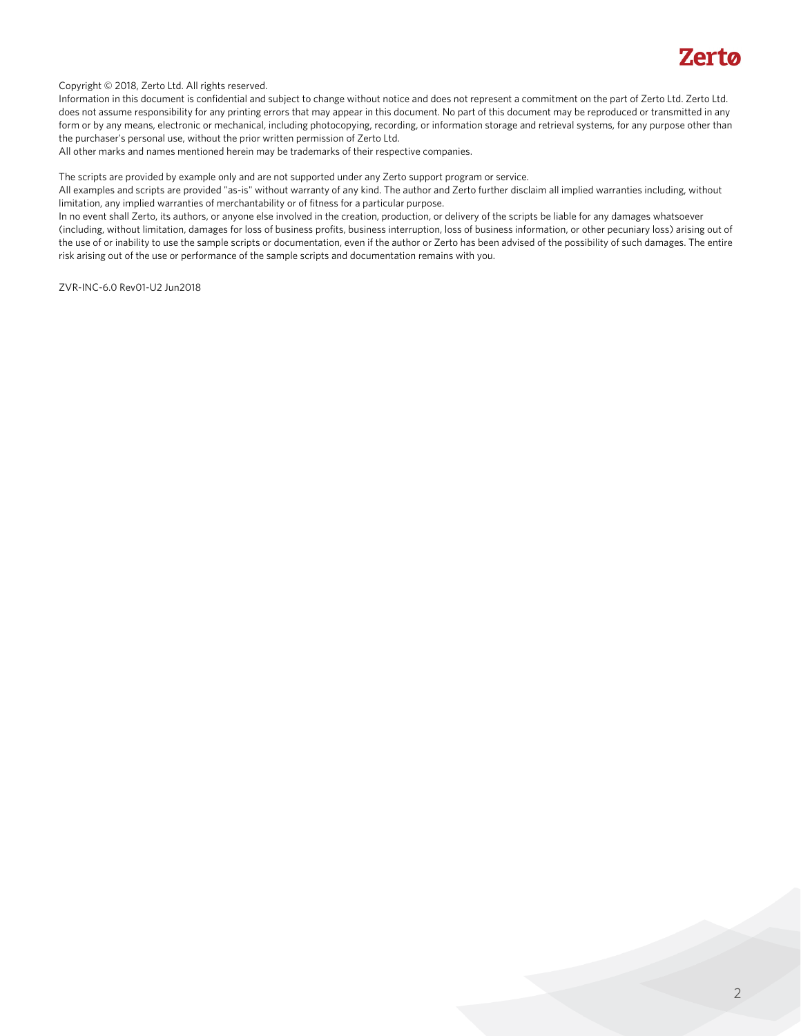Copyright © 2018, Zerto Ltd. All rights reserved.
Information in this document is confidential and subject to change without notice and does not represent a commitment on the part of Zerto Ltd. Zerto Ltd. does not assume responsibility for any printing errors that may appear in this document. No part of this document may be reproduced or transmitted in any form or by any means, electronic or mechanical, including photocopying, recording, or information storage and retrieval systems, for any purpose other than the purchaser's personal use, without the prior written permission of Zerto Ltd.
All other marks and names mentioned herein may be trademarks of their respective companies.

The scripts are provided by example only and are not supported under any Zerto support program or service.
All examples and scripts are provided "as-is" without warranty of any kind. The author and Zerto further disclaim all implied warranties including, without limitation, any implied warranties of merchantability or of fitness for a particular purpose.
In no event shall Zerto, its authors, or anyone else involved in the creation, production, or delivery of the scripts be liable for any damages whatsoever (including, without limitation, damages for loss of business profits, business interruption, loss of business information, or other pecuniary loss) arising out of the use of or inability to use the sample scripts or documentation, even if the author or Zerto has been advised of the possibility of such damages. The entire risk arising out of the use or performance of the sample scripts and documentation remains with you.

ZVR-INC-6.0 Rev01-U2 Jun2018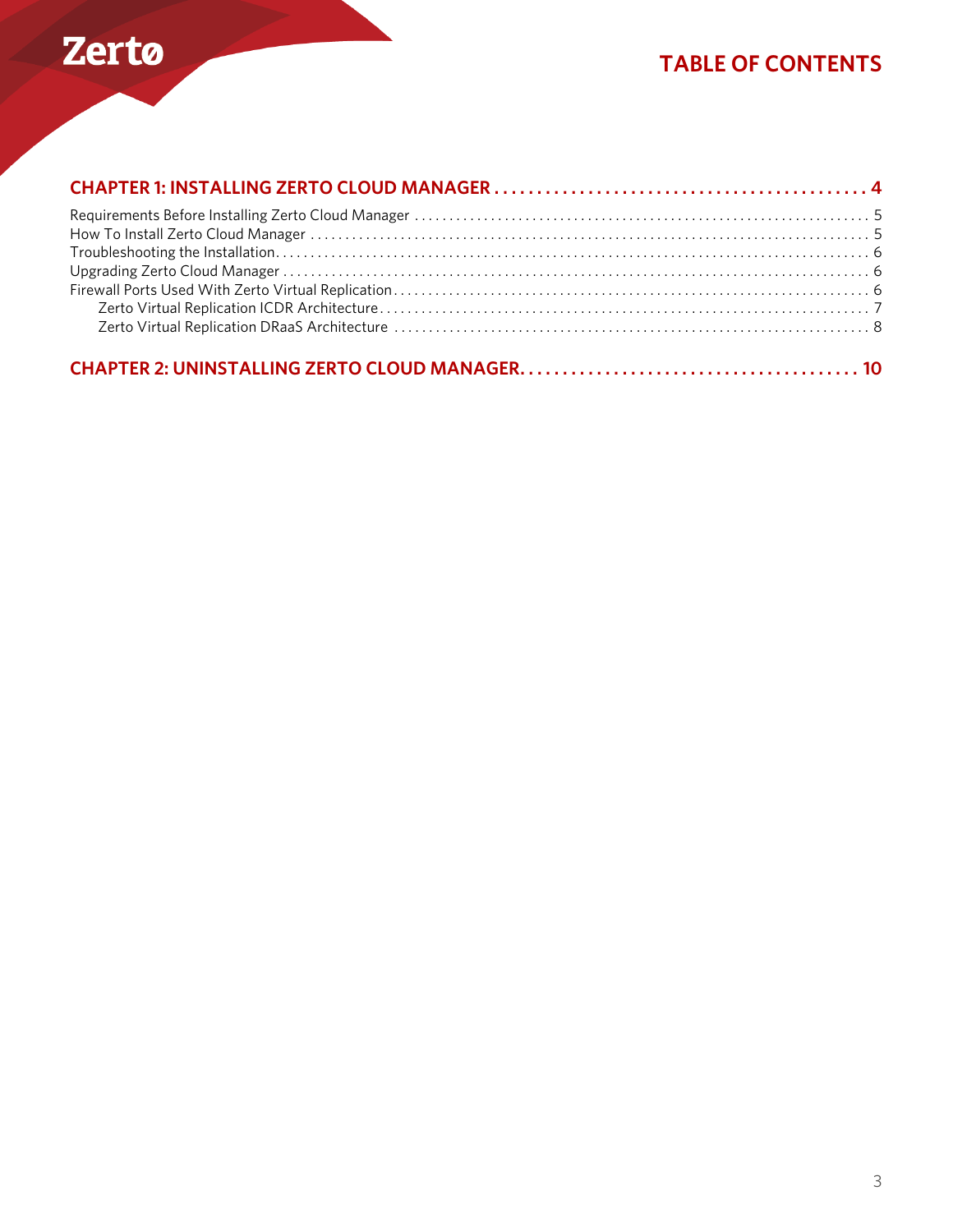# TABLE OF CONTENTS

**CHAPTER 1: INSTALLING ZERTO CLOUD MANAGER . . . . . . . . . . . . . . . . . . . . . . . . . . . . . . . . . . . . . . . . . . . 4**

Requirements Before Installing Zerto Cloud Manager . . . . . . . . . . . . . . . . . . . . . . . . . . . . . . . . . . . . . . . . . . . . . . . . . . . . . . . . . . . . . . . . 5
How To Install Zerto Cloud Manager . . . . . . . . . . . . . . . . . . . . . . . . . . . . . . . . . . . . . . . . . . . . . . . . . . . . . . . . . . . . . . . . . . . . . . . . . . . . . 5
Troubleshooting the Installation. . . . . . . . . . . . . . . . . . . . . . . . . . . . . . . . . . . . . . . . . . . . . . . . . . . . . . . . . . . . . . . . . . . . . . . . . . . . . . . . . . 6
Upgrading Zerto Cloud Manager . . . . . . . . . . . . . . . . . . . . . . . . . . . . . . . . . . . . . . . . . . . . . . . . . . . . . . . . . . . . . . . . . . . . . . . . . . . . . . . . 6
Firewall Ports Used With Zerto Virtual Replication. . . . . . . . . . . . . . . . . . . . . . . . . . . . . . . . . . . . . . . . . . . . . . . . . . . . . . . . . . . . . . . . . . . 6
    Zerto Virtual Replication ICDR Architecture. . . . . . . . . . . . . . . . . . . . . . . . . . . . . . . . . . . . . . . . . . . . . . . . . . . . . . . . . . . . . . . . . . . . . 7
    Zerto Virtual Replication DRaaS Architecture . . . . . . . . . . . . . . . . . . . . . . . . . . . . . . . . . . . . . . . . . . . . . . . . . . . . . . . . . . . . . . . . . . . 8

**CHAPTER 2: UNINSTALLING ZERTO CLOUD MANAGER. . . . . . . . . . . . . . . . . . . . . . . . . . . . . . . . . . . . . . . 10**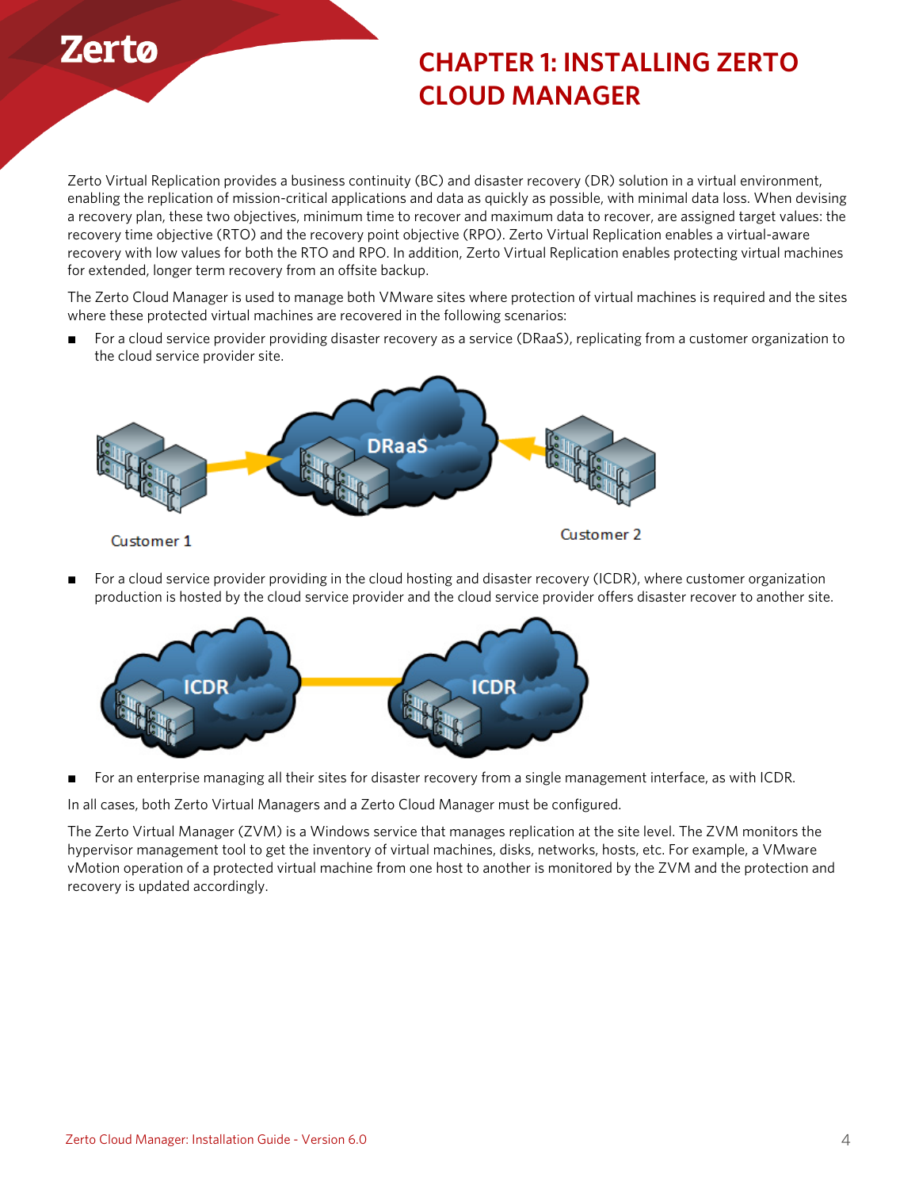# CHAPTER 1: INSTALLING ZERTO CLOUD MANAGER

Zerto Virtual Replication provides a business continuity (BC) and disaster recovery (DR) solution in a virtual environment, enabling the replication of mission-critical applications and data as quickly as possible, with minimal data loss. When devising a recovery plan, these two objectives, minimum time to recover and maximum data to recover, are assigned target values: the recovery time objective (RTO) and the recovery point objective (RPO). Zerto Virtual Replication enables a virtual-aware recovery with low values for both the RTO and RPO. In addition, Zerto Virtual Replication enables protecting virtual machines for extended, longer term recovery from an offsite backup.

The Zerto Cloud Manager is used to manage both VMware sites where protection of virtual machines is required and the sites where these protected virtual machines are recovered in the following scenarios:

- For a cloud service provider providing disaster recovery as a service (DRaaS), replicating from a customer organization to the cloud service provider site.

- For a cloud service provider providing in the cloud hosting and disaster recovery (ICDR), where customer organization production is hosted by the cloud service provider and the cloud service provider offers disaster recover to another site.

- For an enterprise managing all their sites for disaster recovery from a single management interface, as with ICDR.

In all cases, both Zerto Virtual Managers and a Zerto Cloud Manager must be configured.

The Zerto Virtual Manager (ZVM) is a Windows service that manages replication at the site level. The ZVM monitors the hypervisor management tool to get the inventory of virtual machines, disks, networks, hosts, etc. For example, a VMware vMotion operation of a protected virtual machine from one host to another is monitored by the ZVM and the protection and recovery is updated accordingly.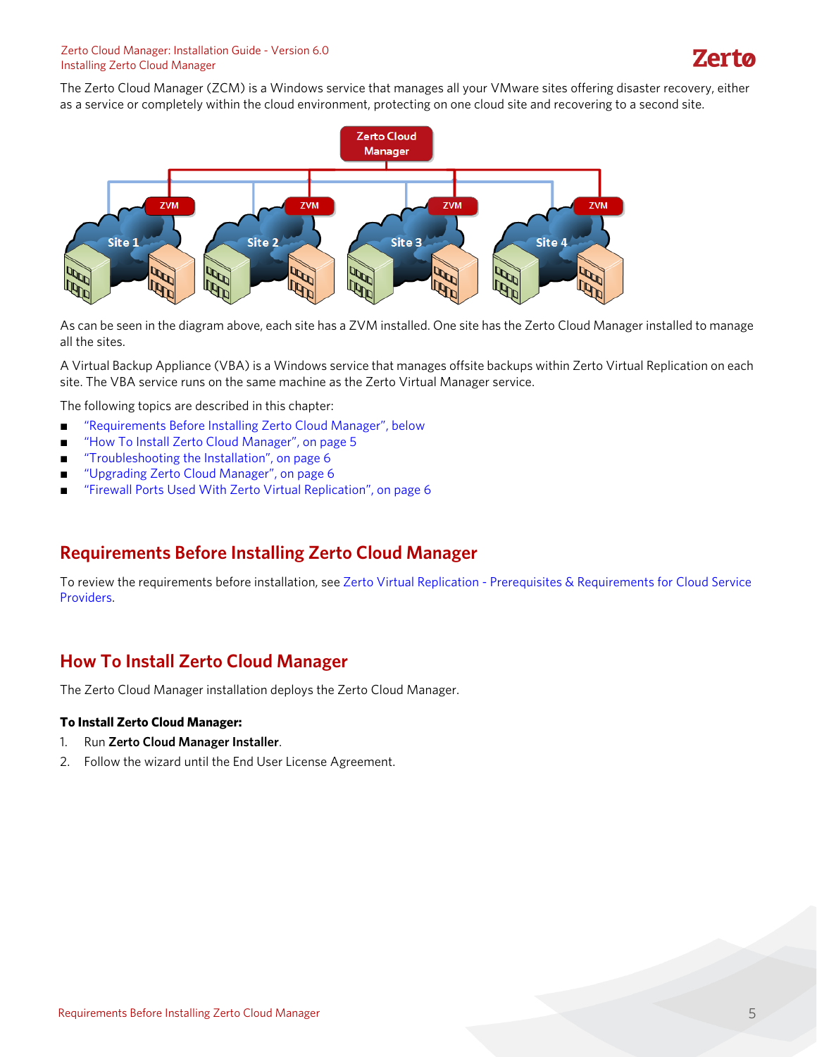The Zerto Cloud Manager (ZCM) is a Windows service that manages all your VMware sites offering disaster recovery, either as a service or completely within the cloud environment, protecting on one cloud site and recovering to a second site.

As can be seen in the diagram above, each site has a ZVM installed. One site has the Zerto Cloud Manager installed to manage all the sites.

A Virtual Backup Appliance (VBA) is a Windows service that manages offsite backups within Zerto Virtual Replication on each site. The VBA service runs on the same machine as the Zerto Virtual Manager service.

The following topics are described in this chapter:

- "Requirements Before Installing Zerto Cloud Manager", below
- "How To Install Zerto Cloud Manager", on page 5
- "Troubleshooting the Installation", on page 6
- "Upgrading Zerto Cloud Manager", on page 6
- "Firewall Ports Used With Zerto Virtual Replication", on page 6

## Requirements Before Installing Zerto Cloud Manager

To review the requirements before installation, see Zerto Virtual Replication - Prerequisites & Requirements for Cloud Service Providers.

## How To Install Zerto Cloud Manager

The Zerto Cloud Manager installation deploys the Zerto Cloud Manager.

**To Install Zerto Cloud Manager:**

1. Run **Zerto Cloud Manager Installer**.
2. Follow the wizard until the End User License Agreement.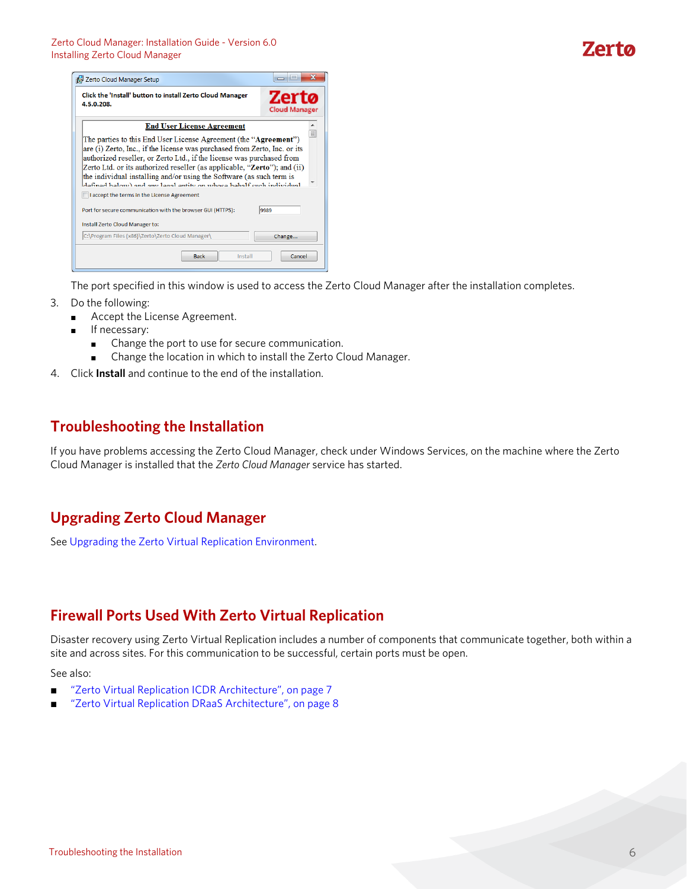The port specified in this window is used to access the Zerto Cloud Manager after the installation completes.

3. Do the following:
   - Accept the License Agreement.
   - If necessary:
     - Change the port to use for secure communication.
     - Change the location in which to install the Zerto Cloud Manager.
4. Click **Install** and continue to the end of the installation.

## Troubleshooting the Installation

If you have problems accessing the Zerto Cloud Manager, check under Windows Services, on the machine where the Zerto Cloud Manager is installed that the *Zerto Cloud Manager* service has started.

## Upgrading Zerto Cloud Manager

See Upgrading the Zerto Virtual Replication Environment.

## Firewall Ports Used With Zerto Virtual Replication

Disaster recovery using Zerto Virtual Replication includes a number of components that communicate together, both within a site and across sites. For this communication to be successful, certain ports must be open.

See also:

- "Zerto Virtual Replication ICDR Architecture", on page 7
- "Zerto Virtual Replication DRaaS Architecture", on page 8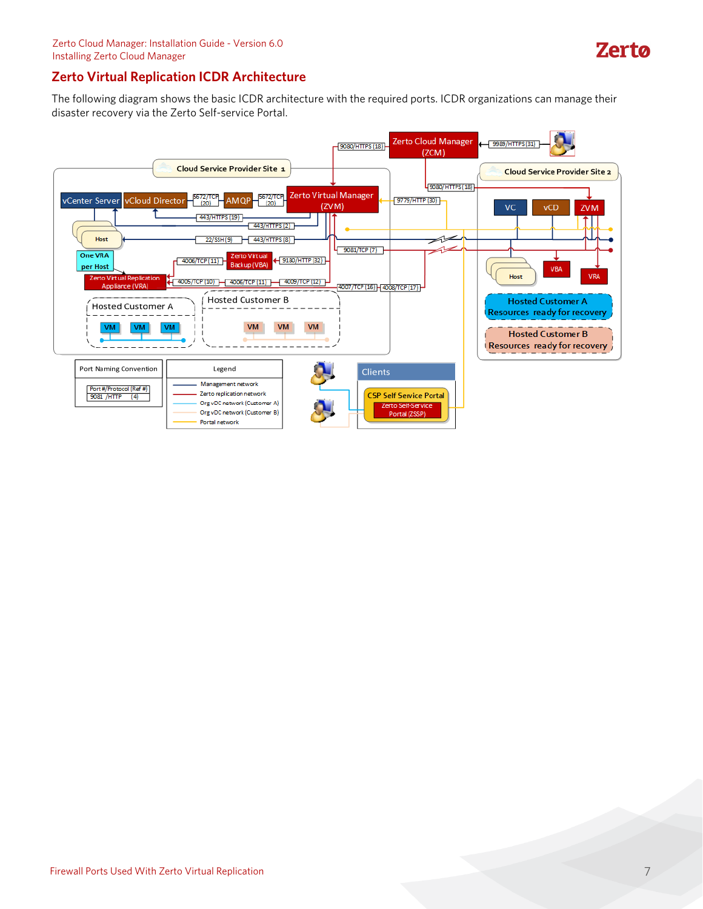## Zerto Virtual Replication ICDR Architecture

The following diagram shows the basic ICDR architecture with the required ports. ICDR organizations can manage their disaster recovery via the Zerto Self-service Portal.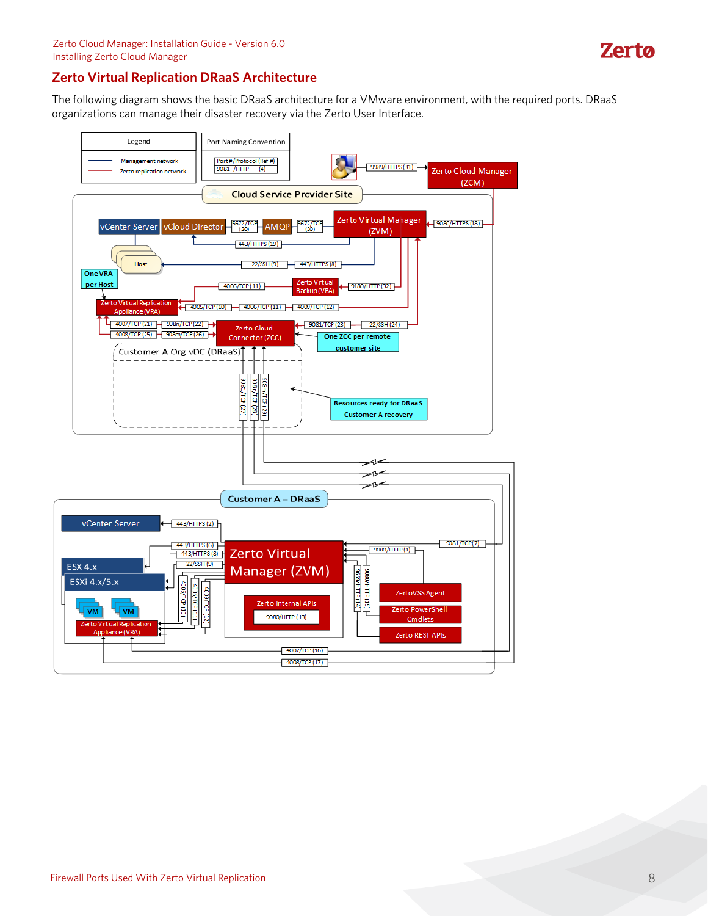## Zerto Virtual Replication DRaaS Architecture

The following diagram shows the basic DRaaS architecture for a VMware environment, with the required ports. DRaaS organizations can manage their disaster recovery via the Zerto User Interface.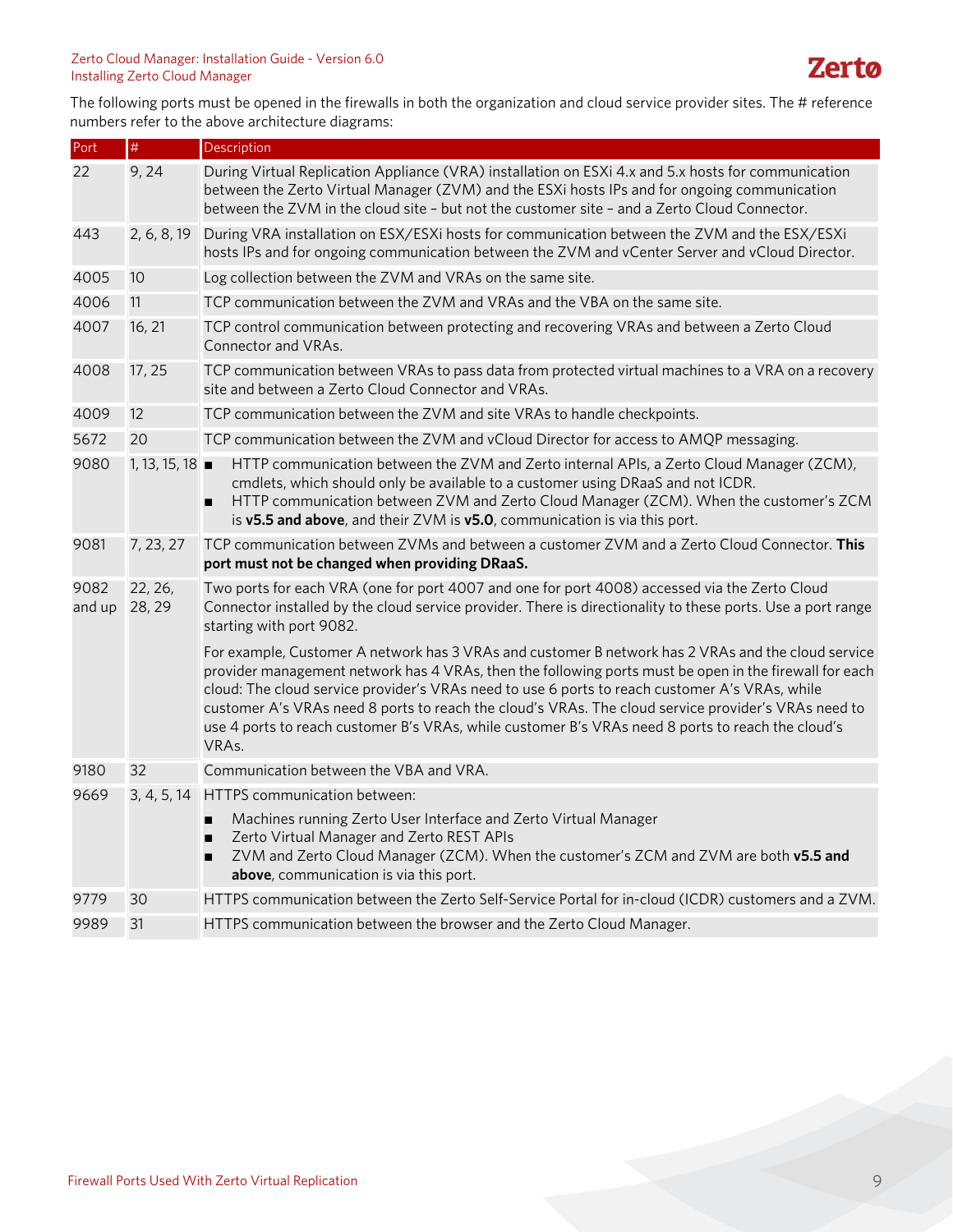The following ports must be opened in the firewalls in both the organization and cloud service provider sites. The # reference numbers refer to the above architecture diagrams:

| Port | # | Description |
| --- | --- | --- |
| 22 | 9, 24 | During Virtual Replication Appliance (VRA) installation on ESXi 4.x and 5.x hosts for communication between the Zerto Virtual Manager (ZVM) and the ESXi hosts IPs and for ongoing communication between the ZVM in the cloud site – but not the customer site – and a Zerto Cloud Connector. |
| 443 | 2, 6, 8, 19 | During VRA installation on ESX/ESXi hosts for communication between the ZVM and the ESX/ESXi hosts IPs and for ongoing communication between the ZVM and vCenter Server and vCloud Director. |
| 4005 | 10 | Log collection between the ZVM and VRAs on the same site. |
| 4006 | 11 | TCP communication between the ZVM and VRAs and the VBA on the same site. |
| 4007 | 16, 21 | TCP control communication between protecting and recovering VRAs and between a Zerto Cloud Connector and VRAs. |
| 4008 | 17, 25 | TCP communication between VRAs to pass data from protected virtual machines to a VRA on a recovery site and between a Zerto Cloud Connector and VRAs. |
| 4009 | 12 | TCP communication between the ZVM and site VRAs to handle checkpoints. |
| 5672 | 20 | TCP communication between the ZVM and vCloud Director for access to AMQP messaging. |
| 9080 | 1, 13, 15, 18 | ■ HTTP communication between the ZVM and Zerto internal APIs, a Zerto Cloud Manager (ZCM), cmdlets, which should only be available to a customer using DRaaS and not ICDR.<br>■ HTTP communication between ZVM and Zerto Cloud Manager (ZCM). When the customer's ZCM is **v5.5 and above**, and their ZVM is **v5.0**, communication is via this port. |
| 9081 | 7, 23, 27 | TCP communication between ZVMs and between a customer ZVM and a Zerto Cloud Connector. **This port must not be changed when providing DRaaS.** |
| 9082 and up | 22, 26, 28, 29 | Two ports for each VRA (one for port 4007 and one for port 4008) accessed via the Zerto Cloud Connector installed by the cloud service provider. There is directionality to these ports. Use a port range starting with port 9082.<br><br>For example, Customer A network has 3 VRAs and customer B network has 2 VRAs and the cloud service provider management network has 4 VRAs, then the following ports must be open in the firewall for each cloud: The cloud service provider's VRAs need to use 6 ports to reach customer A's VRAs, while customer A's VRAs need 8 ports to reach the cloud's VRAs. The cloud service provider's VRAs need to use 4 ports to reach customer B's VRAs, while customer B's VRAs need 8 ports to reach the cloud's VRAs. |
| 9180 | 32 | Communication between the VBA and VRA. |
| 9669 | 3, 4, 5, 14 | HTTPS communication between:<br>■ Machines running Zerto User Interface and Zerto Virtual Manager<br>■ Zerto Virtual Manager and Zerto REST APIs<br>■ ZVM and Zerto Cloud Manager (ZCM). When the customer's ZCM and ZVM are both **v5.5 and above**, communication is via this port. |
| 9779 | 30 | HTTPS communication between the Zerto Self-Service Portal for in-cloud (ICDR) customers and a ZVM. |
| 9989 | 31 | HTTPS communication between the browser and the Zerto Cloud Manager. |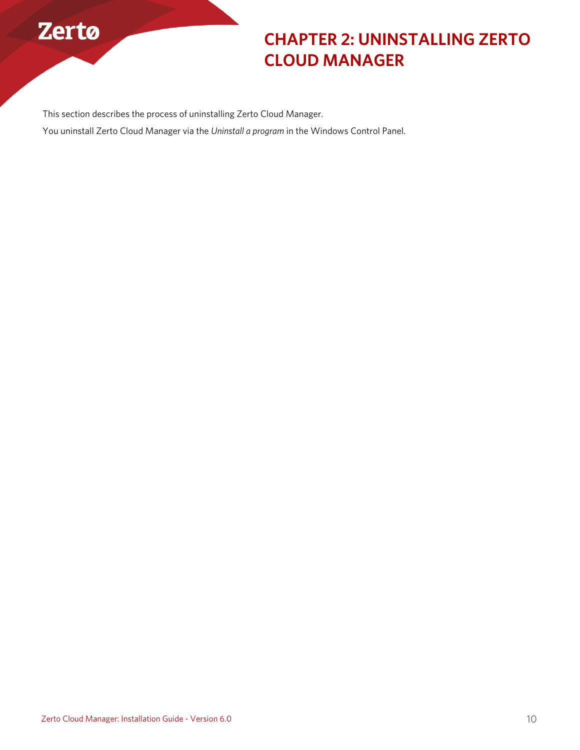# CHAPTER 2: UNINSTALLING ZERTO CLOUD MANAGER

This section describes the process of uninstalling Zerto Cloud Manager.

You uninstall Zerto Cloud Manager via the *Uninstall a program* in the Windows Control Panel.